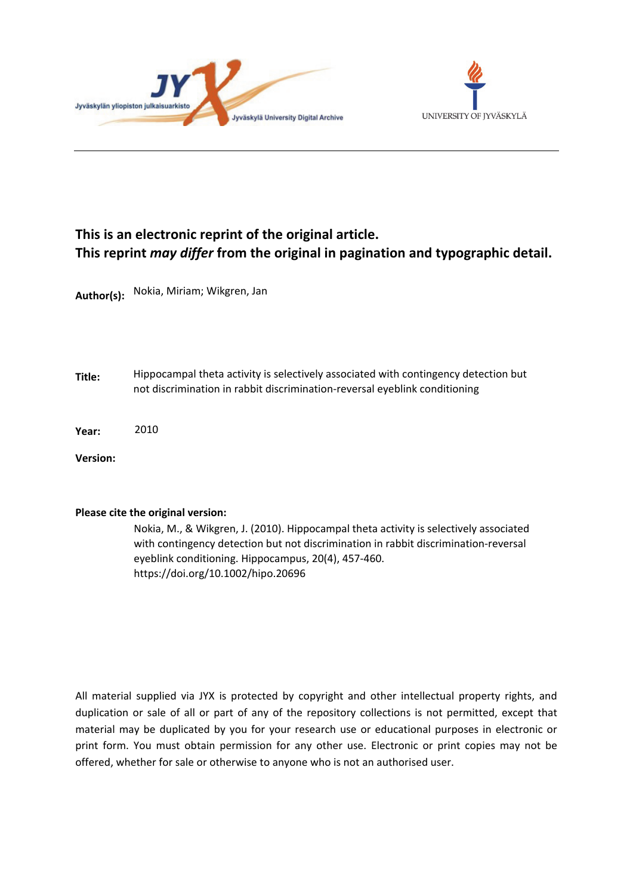**This is an electronic reprint of the original article.**
**This reprint *may differ* from the original in pagination and typographic detail.**

**Author(s):** Nokia, Miriam; Wikgren, Jan

**Title:** Hippocampal theta activity is selectively associated with contingency detection but not discrimination in rabbit discrimination-reversal eyeblink conditioning

**Year:** 2010

**Version:**

**Please cite the original version:**

Nokia, M., & Wikgren, J. (2010). Hippocampal theta activity is selectively associated with contingency detection but not discrimination in rabbit discrimination-reversal eyeblink conditioning. Hippocampus, 20(4), 457-460. https://doi.org/10.1002/hipo.20696

All material supplied via JYX is protected by copyright and other intellectual property rights, and duplication or sale of all or part of any of the repository collections is not permitted, except that material may be duplicated by you for your research use or educational purposes in electronic or print form. You must obtain permission for any other use. Electronic or print copies may not be offered, whether for sale or otherwise to anyone who is not an authorised user.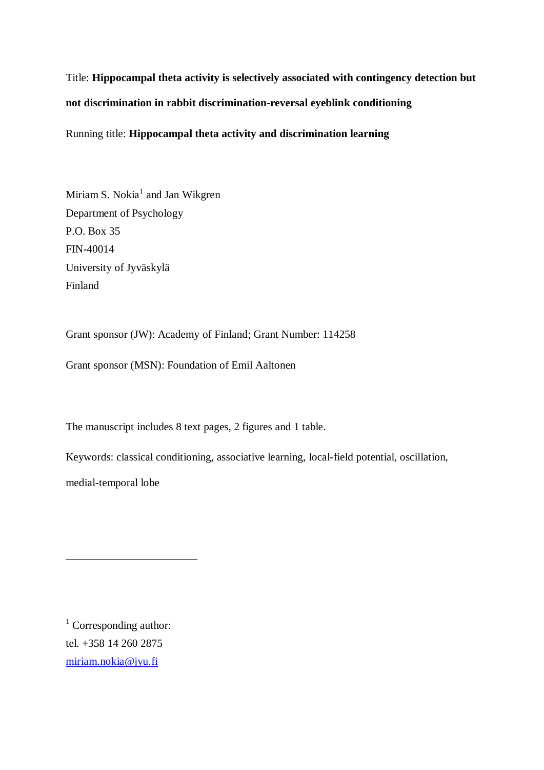Title: **Hippocampal theta activity is selectively associated with contingency detection but not discrimination in rabbit discrimination-reversal eyeblink conditioning**

Running title: **Hippocampal theta activity and discrimination learning**

Miriam S. Nokia[1] and Jan Wikgren
Department of Psychology
P.O. Box 35
FIN-40014
University of Jyväskylä
Finland

Grant sponsor (JW): Academy of Finland; Grant Number: 114258

Grant sponsor (MSN): Foundation of Emil Aaltonen

The manuscript includes 8 text pages, 2 figures and 1 table.

Keywords: classical conditioning, associative learning, local-field potential, oscillation, medial-temporal lobe

---

[1] Corresponding author:
tel. +358 14 260 2875
miriam.nokia@jyu.fi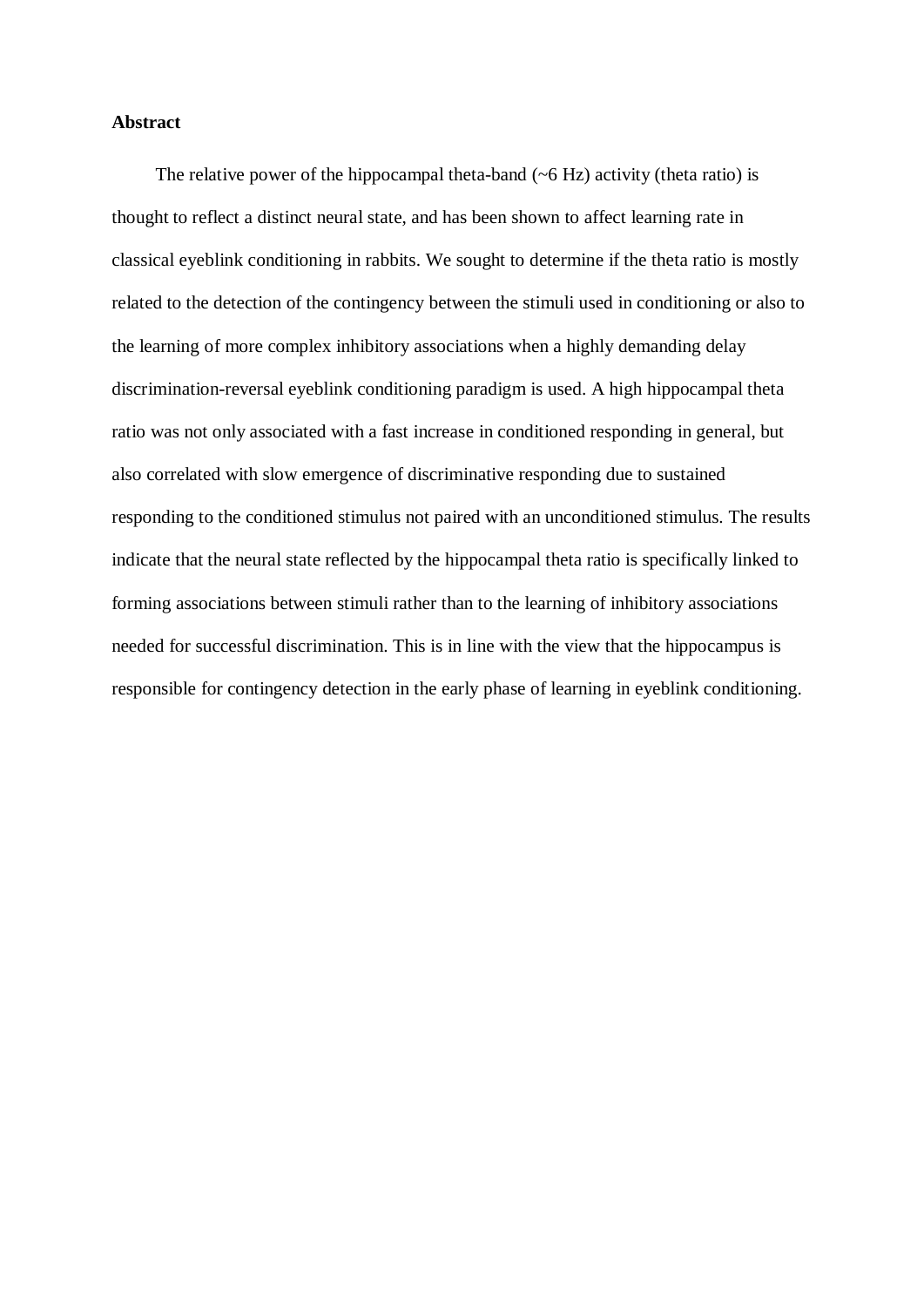## Abstract

The relative power of the hippocampal theta-band (~6 Hz) activity (theta ratio) is thought to reflect a distinct neural state, and has been shown to affect learning rate in classical eyeblink conditioning in rabbits. We sought to determine if the theta ratio is mostly related to the detection of the contingency between the stimuli used in conditioning or also to the learning of more complex inhibitory associations when a highly demanding delay discrimination-reversal eyeblink conditioning paradigm is used. A high hippocampal theta ratio was not only associated with a fast increase in conditioned responding in general, but also correlated with slow emergence of discriminative responding due to sustained responding to the conditioned stimulus not paired with an unconditioned stimulus. The results indicate that the neural state reflected by the hippocampal theta ratio is specifically linked to forming associations between stimuli rather than to the learning of inhibitory associations needed for successful discrimination. This is in line with the view that the hippocampus is responsible for contingency detection in the early phase of learning in eyeblink conditioning.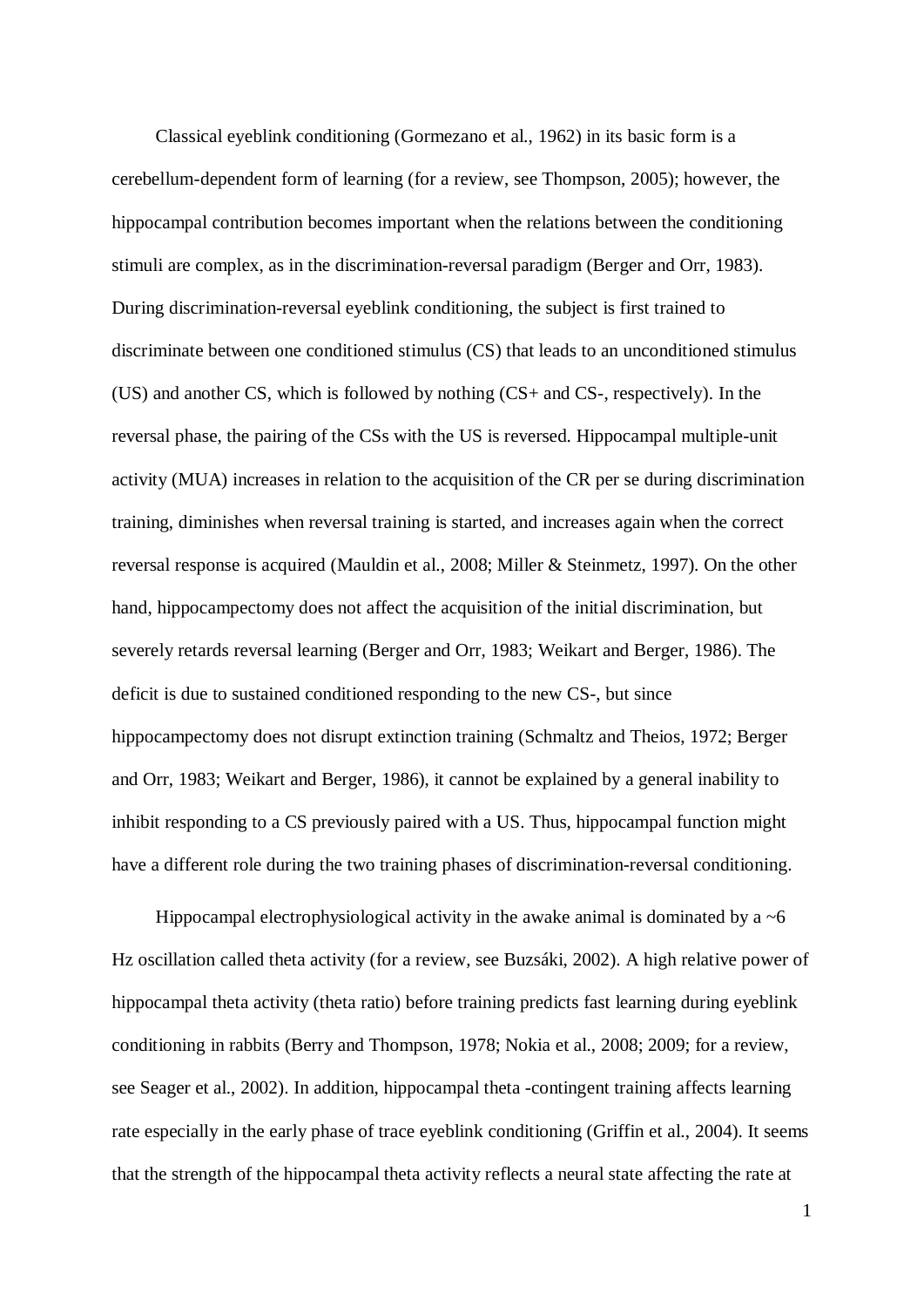Classical eyeblink conditioning (Gormezano et al., 1962) in its basic form is a cerebellum-dependent form of learning (for a review, see Thompson, 2005); however, the hippocampal contribution becomes important when the relations between the conditioning stimuli are complex, as in the discrimination-reversal paradigm (Berger and Orr, 1983). During discrimination-reversal eyeblink conditioning, the subject is first trained to discriminate between one conditioned stimulus (CS) that leads to an unconditioned stimulus (US) and another CS, which is followed by nothing (CS+ and CS-, respectively). In the reversal phase, the pairing of the CSs with the US is reversed. Hippocampal multiple-unit activity (MUA) increases in relation to the acquisition of the CR per se during discrimination training, diminishes when reversal training is started, and increases again when the correct reversal response is acquired (Mauldin et al., 2008; Miller & Steinmetz, 1997). On the other hand, hippocampectomy does not affect the acquisition of the initial discrimination, but severely retards reversal learning (Berger and Orr, 1983; Weikart and Berger, 1986). The deficit is due to sustained conditioned responding to the new CS-, but since hippocampectomy does not disrupt extinction training (Schmaltz and Theios, 1972; Berger and Orr, 1983; Weikart and Berger, 1986), it cannot be explained by a general inability to inhibit responding to a CS previously paired with a US. Thus, hippocampal function might have a different role during the two training phases of discrimination-reversal conditioning.

Hippocampal electrophysiological activity in the awake animal is dominated by a ~6 Hz oscillation called theta activity (for a review, see Buzsáki, 2002). A high relative power of hippocampal theta activity (theta ratio) before training predicts fast learning during eyeblink conditioning in rabbits (Berry and Thompson, 1978; Nokia et al., 2008; 2009; for a review, see Seager et al., 2002). In addition, hippocampal theta -contingent training affects learning rate especially in the early phase of trace eyeblink conditioning (Griffin et al., 2004). It seems that the strength of the hippocampal theta activity reflects a neural state affecting the rate at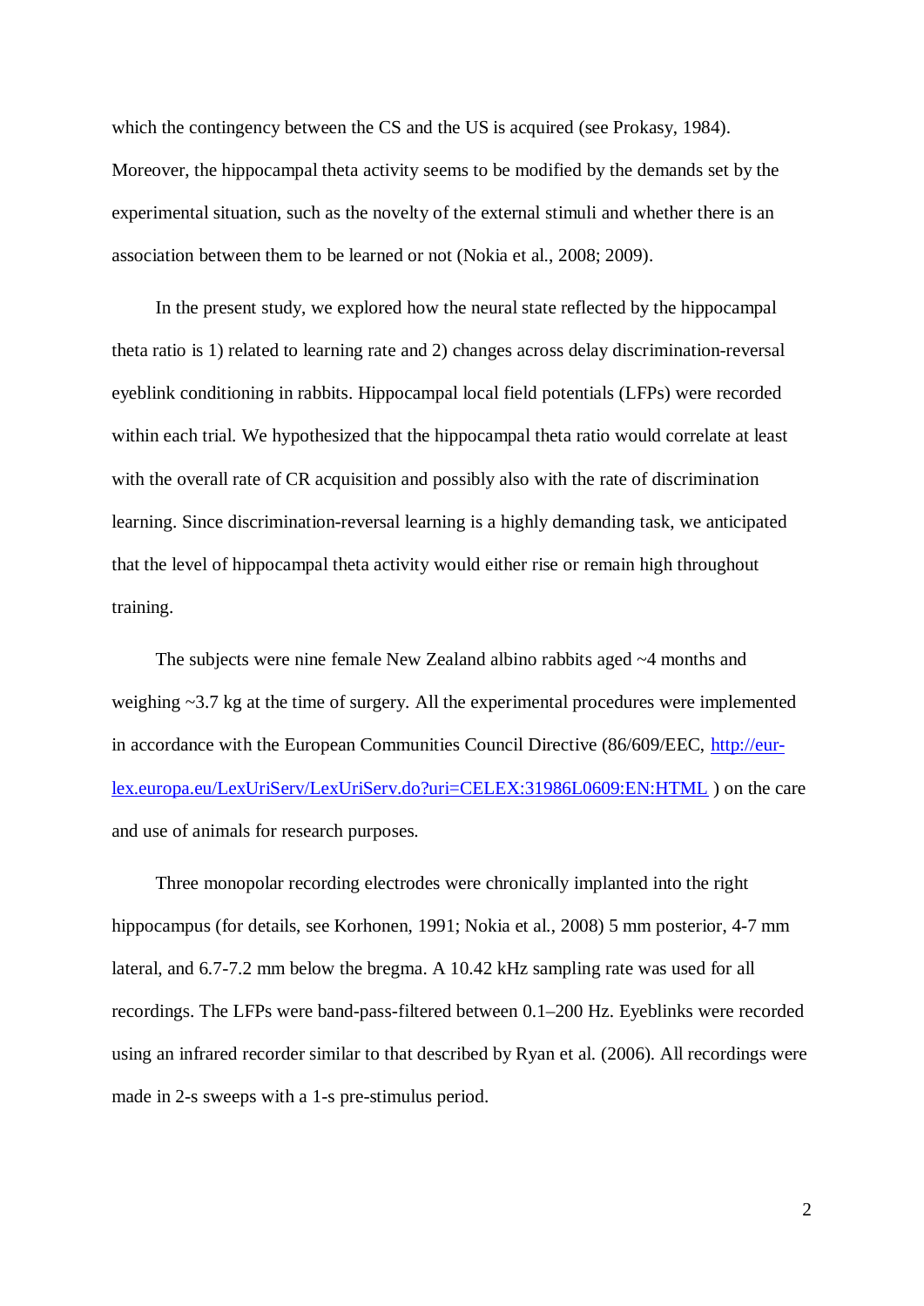which the contingency between the CS and the US is acquired (see Prokasy, 1984). Moreover, the hippocampal theta activity seems to be modified by the demands set by the experimental situation, such as the novelty of the external stimuli and whether there is an association between them to be learned or not (Nokia et al., 2008; 2009).

In the present study, we explored how the neural state reflected by the hippocampal theta ratio is 1) related to learning rate and 2) changes across delay discrimination-reversal eyeblink conditioning in rabbits. Hippocampal local field potentials (LFPs) were recorded within each trial. We hypothesized that the hippocampal theta ratio would correlate at least with the overall rate of CR acquisition and possibly also with the rate of discrimination learning. Since discrimination-reversal learning is a highly demanding task, we anticipated that the level of hippocampal theta activity would either rise or remain high throughout training.

The subjects were nine female New Zealand albino rabbits aged ~4 months and weighing ~3.7 kg at the time of surgery. All the experimental procedures were implemented in accordance with the European Communities Council Directive (86/609/EEC, [http://eur-lex.europa.eu/LexUriServ/LexUriServ.do?uri=CELEX:31986L0609:EN:HTML](http://eur-lex.europa.eu/LexUriServ/LexUriServ.do?uri=CELEX:31986L0609:EN:HTML) ) on the care and use of animals for research purposes.

Three monopolar recording electrodes were chronically implanted into the right hippocampus (for details, see Korhonen, 1991; Nokia et al., 2008) 5 mm posterior, 4-7 mm lateral, and 6.7-7.2 mm below the bregma. A 10.42 kHz sampling rate was used for all recordings. The LFPs were band-pass-filtered between 0.1–200 Hz. Eyeblinks were recorded using an infrared recorder similar to that described by Ryan et al. (2006). All recordings were made in 2-s sweeps with a 1-s pre-stimulus period.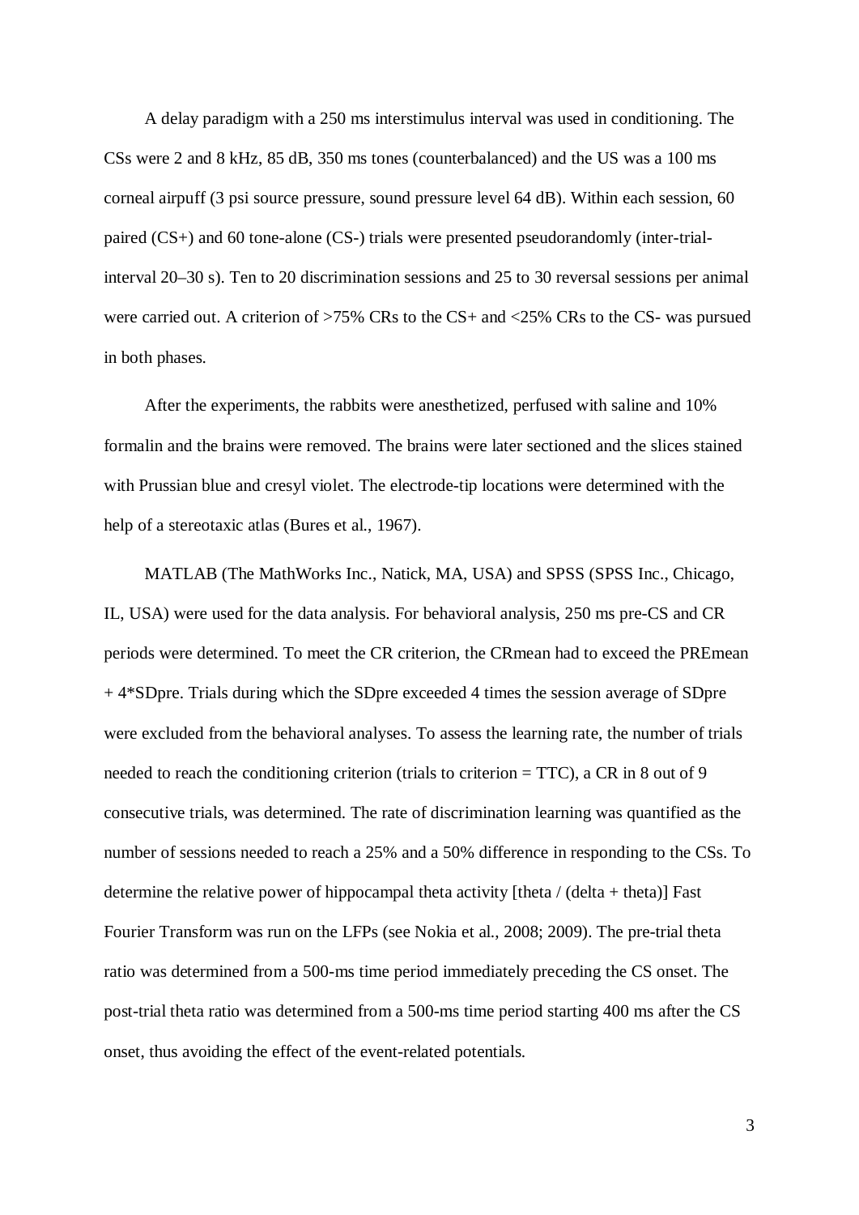A delay paradigm with a 250 ms interstimulus interval was used in conditioning. The CSs were 2 and 8 kHz, 85 dB, 350 ms tones (counterbalanced) and the US was a 100 ms corneal airpuff (3 psi source pressure, sound pressure level 64 dB). Within each session, 60 paired (CS+) and 60 tone-alone (CS-) trials were presented pseudorandomly (inter-trial-interval 20–30 s). Ten to 20 discrimination sessions and 25 to 30 reversal sessions per animal were carried out. A criterion of >75% CRs to the CS+ and <25% CRs to the CS- was pursued in both phases.

After the experiments, the rabbits were anesthetized, perfused with saline and 10% formalin and the brains were removed. The brains were later sectioned and the slices stained with Prussian blue and cresyl violet. The electrode-tip locations were determined with the help of a stereotaxic atlas (Bures et al., 1967).

MATLAB (The MathWorks Inc., Natick, MA, USA) and SPSS (SPSS Inc., Chicago, IL, USA) were used for the data analysis. For behavioral analysis, 250 ms pre-CS and CR periods were determined. To meet the CR criterion, the CRmean had to exceed the PREmean + 4*SDpre. Trials during which the SDpre exceeded 4 times the session average of SDpre were excluded from the behavioral analyses. To assess the learning rate, the number of trials needed to reach the conditioning criterion (trials to criterion = TTC), a CR in 8 out of 9 consecutive trials, was determined. The rate of discrimination learning was quantified as the number of sessions needed to reach a 25% and a 50% difference in responding to the CSs. To determine the relative power of hippocampal theta activity [theta / (delta + theta)] Fast Fourier Transform was run on the LFPs (see Nokia et al., 2008; 2009). The pre-trial theta ratio was determined from a 500-ms time period immediately preceding the CS onset. The post-trial theta ratio was determined from a 500-ms time period starting 400 ms after the CS onset, thus avoiding the effect of the event-related potentials.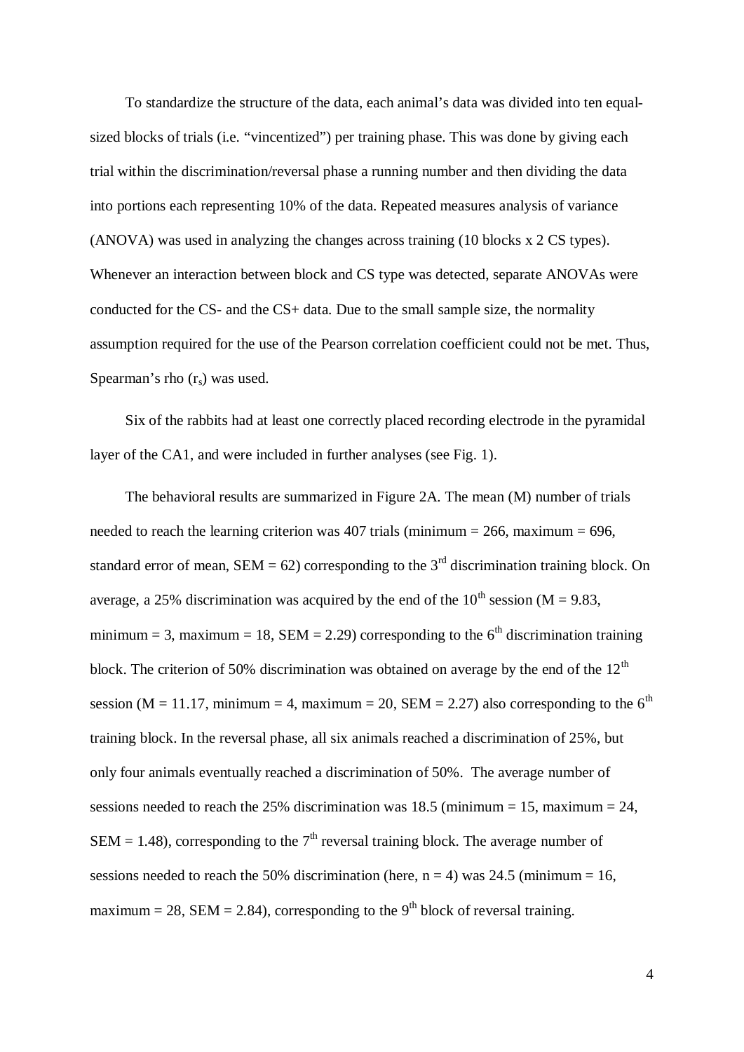To standardize the structure of the data, each animal's data was divided into ten equal-sized blocks of trials (i.e. "vincentized") per training phase. This was done by giving each trial within the discrimination/reversal phase a running number and then dividing the data into portions each representing 10% of the data. Repeated measures analysis of variance (ANOVA) was used in analyzing the changes across training (10 blocks x 2 CS types). Whenever an interaction between block and CS type was detected, separate ANOVAs were conducted for the CS- and the CS+ data. Due to the small sample size, the normality assumption required for the use of the Pearson correlation coefficient could not be met. Thus, Spearman's rho ($r_s$) was used.

Six of the rabbits had at least one correctly placed recording electrode in the pyramidal layer of the CA1, and were included in further analyses (see Fig. 1).

The behavioral results are summarized in Figure 2A. The mean (M) number of trials needed to reach the learning criterion was 407 trials (minimum = 266, maximum = 696, standard error of mean, SEM = 62) corresponding to the 3rd discrimination training block. On average, a 25% discrimination was acquired by the end of the 10th session (M = 9.83, minimum = 3, maximum = 18, SEM = 2.29) corresponding to the 6th discrimination training block. The criterion of 50% discrimination was obtained on average by the end of the 12th session (M = 11.17, minimum = 4, maximum = 20, SEM = 2.27) also corresponding to the 6th training block. In the reversal phase, all six animals reached a discrimination of 25%, but only four animals eventually reached a discrimination of 50%. The average number of sessions needed to reach the 25% discrimination was 18.5 (minimum = 15, maximum = 24, SEM = 1.48), corresponding to the 7th reversal training block. The average number of sessions needed to reach the 50% discrimination (here, n = 4) was 24.5 (minimum = 16, maximum = 28, SEM = 2.84), corresponding to the 9th block of reversal training.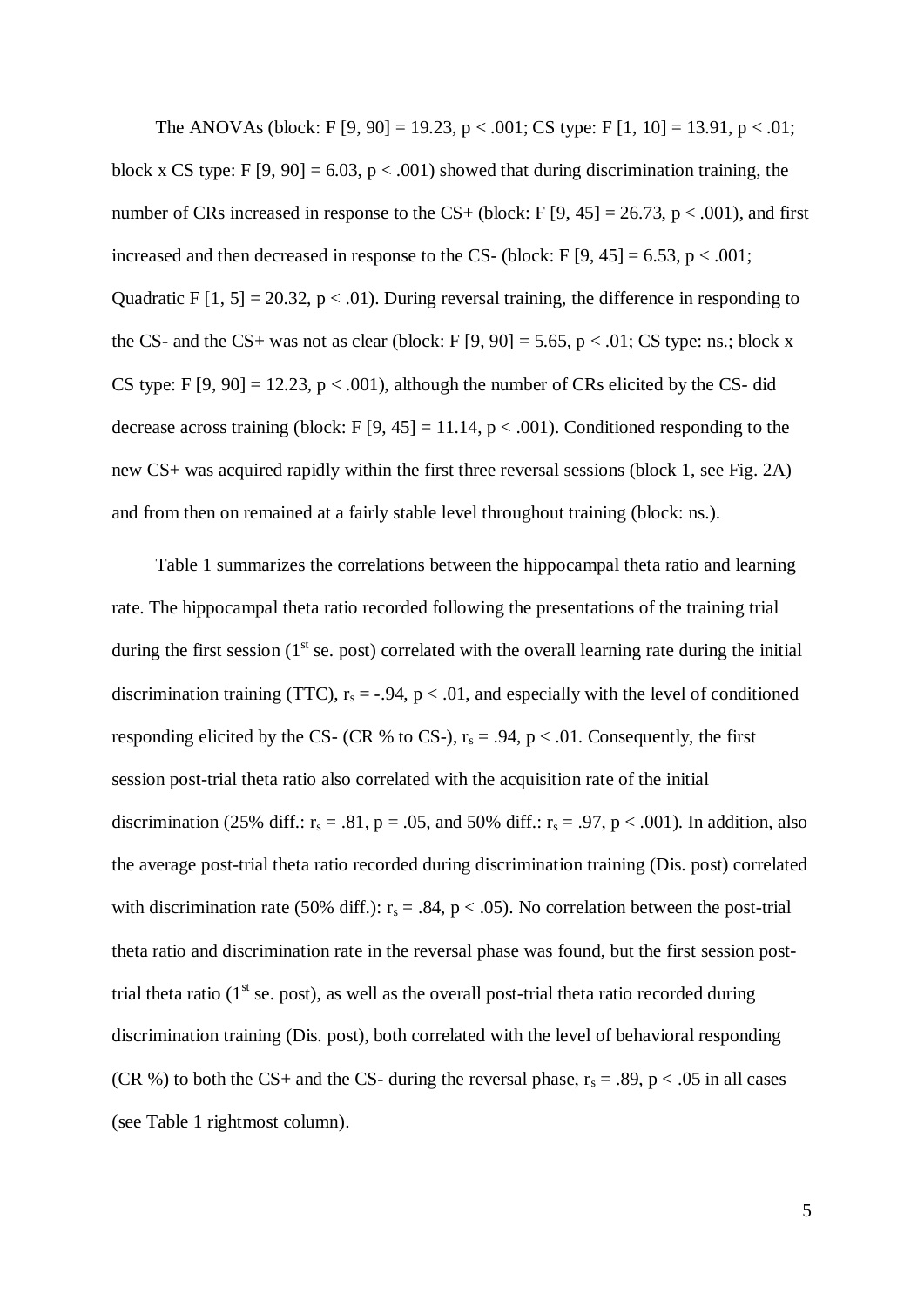The ANOVAs (block: $F [9, 90] = 19.23$, $p < .001$; CS type: $F [1, 10] = 13.91$, $p < .01$; block x CS type: $F [9, 90] = 6.03$, $p < .001$) showed that during discrimination training, the number of CRs increased in response to the CS+ (block: $F [9, 45] = 26.73$, $p < .001$), and first increased and then decreased in response to the CS- (block: $F [9, 45] = 6.53$, $p < .001$; Quadratic $F [1, 5] = 20.32$, $p < .01$). During reversal training, the difference in responding to the CS- and the CS+ was not as clear (block: $F [9, 90] = 5.65$, $p < .01$; CS type: ns.; block x CS type: $F [9, 90] = 12.23$, $p < .001$), although the number of CRs elicited by the CS- did decrease across training (block: $F [9, 45] = 11.14$, $p < .001$). Conditioned responding to the new CS+ was acquired rapidly within the first three reversal sessions (block 1, see Fig. 2A) and from then on remained at a fairly stable level throughout training (block: ns.).

Table 1 summarizes the correlations between the hippocampal theta ratio and learning rate. The hippocampal theta ratio recorded following the presentations of the training trial during the first session (1st se. post) correlated with the overall learning rate during the initial discrimination training (TTC), $r_s = -.94$, $p < .01$, and especially with the level of conditioned responding elicited by the CS- (CR % to CS-), $r_s = .94$, $p < .01$. Consequently, the first session post-trial theta ratio also correlated with the acquisition rate of the initial discrimination (25% diff.: $r_s = .81$, $p = .05$, and 50% diff.: $r_s = .97$, $p < .001$). In addition, also the average post-trial theta ratio recorded during discrimination training (Dis. post) correlated with discrimination rate (50% diff.): $r_s = .84$, $p < .05$). No correlation between the post-trial theta ratio and discrimination rate in the reversal phase was found, but the first session post-trial theta ratio (1st se. post), as well as the overall post-trial theta ratio recorded during discrimination training (Dis. post), both correlated with the level of behavioral responding (CR %) to both the CS+ and the CS- during the reversal phase, $r_s = .89$, $p < .05$ in all cases (see Table 1 rightmost column).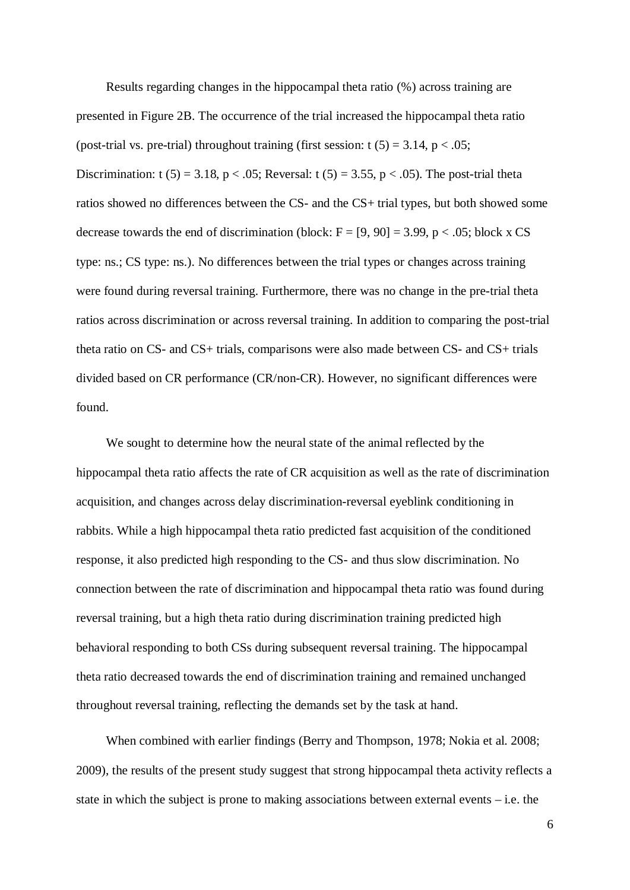Results regarding changes in the hippocampal theta ratio (%) across training are presented in Figure 2B. The occurrence of the trial increased the hippocampal theta ratio (post-trial vs. pre-trial) throughout training (first session: $t(5) = 3.14$, $p < .05$; Discrimination: $t(5) = 3.18$, $p < .05$; Reversal: $t(5) = 3.55$, $p < .05$). The post-trial theta ratios showed no differences between the CS- and the CS+ trial types, but both showed some decrease towards the end of discrimination (block: $F = [9, 90] = 3.99$, $p < .05$; block x CS type: ns.; CS type: ns.). No differences between the trial types or changes across training were found during reversal training. Furthermore, there was no change in the pre-trial theta ratios across discrimination or across reversal training. In addition to comparing the post-trial theta ratio on CS- and CS+ trials, comparisons were also made between CS- and CS+ trials divided based on CR performance (CR/non-CR). However, no significant differences were found.

We sought to determine how the neural state of the animal reflected by the hippocampal theta ratio affects the rate of CR acquisition as well as the rate of discrimination acquisition, and changes across delay discrimination-reversal eyeblink conditioning in rabbits. While a high hippocampal theta ratio predicted fast acquisition of the conditioned response, it also predicted high responding to the CS- and thus slow discrimination. No connection between the rate of discrimination and hippocampal theta ratio was found during reversal training, but a high theta ratio during discrimination training predicted high behavioral responding to both CSs during subsequent reversal training. The hippocampal theta ratio decreased towards the end of discrimination training and remained unchanged throughout reversal training, reflecting the demands set by the task at hand.

When combined with earlier findings (Berry and Thompson, 1978; Nokia et al. 2008; 2009), the results of the present study suggest that strong hippocampal theta activity reflects a state in which the subject is prone to making associations between external events – i.e. the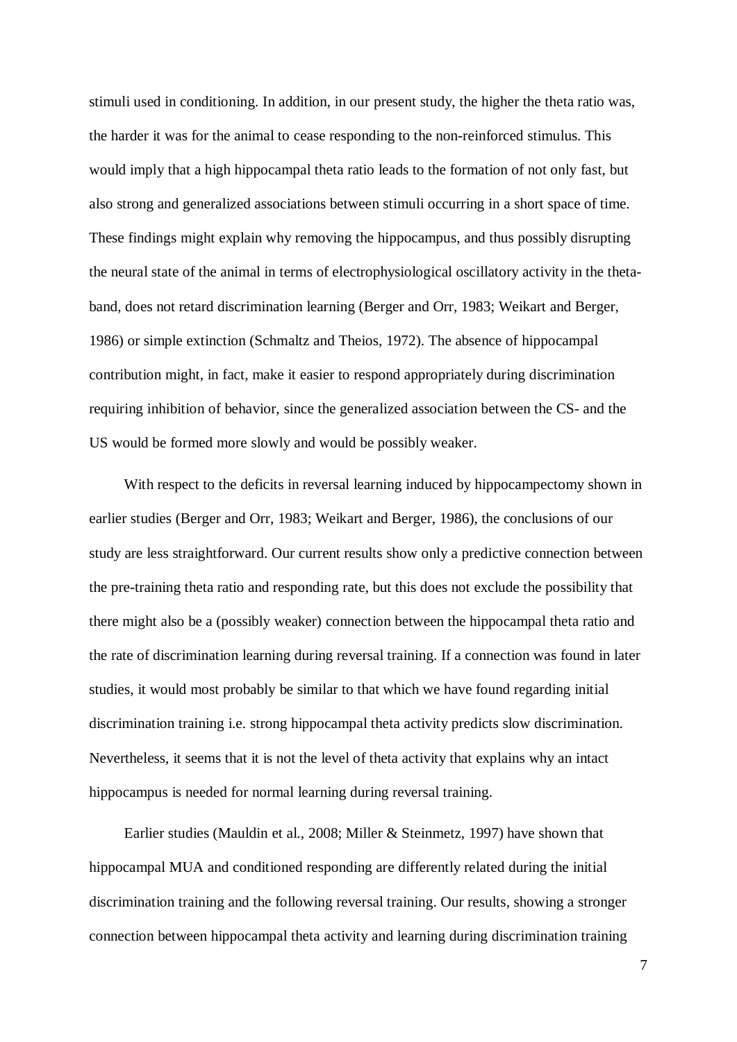stimuli used in conditioning. In addition, in our present study, the higher the theta ratio was, the harder it was for the animal to cease responding to the non-reinforced stimulus. This would imply that a high hippocampal theta ratio leads to the formation of not only fast, but also strong and generalized associations between stimuli occurring in a short space of time. These findings might explain why removing the hippocampus, and thus possibly disrupting the neural state of the animal in terms of electrophysiological oscillatory activity in the theta-band, does not retard discrimination learning (Berger and Orr, 1983; Weikart and Berger, 1986) or simple extinction (Schmaltz and Theios, 1972). The absence of hippocampal contribution might, in fact, make it easier to respond appropriately during discrimination requiring inhibition of behavior, since the generalized association between the CS- and the US would be formed more slowly and would be possibly weaker.

With respect to the deficits in reversal learning induced by hippocampectomy shown in earlier studies (Berger and Orr, 1983; Weikart and Berger, 1986), the conclusions of our study are less straightforward. Our current results show only a predictive connection between the pre-training theta ratio and responding rate, but this does not exclude the possibility that there might also be a (possibly weaker) connection between the hippocampal theta ratio and the rate of discrimination learning during reversal training. If a connection was found in later studies, it would most probably be similar to that which we have found regarding initial discrimination training i.e. strong hippocampal theta activity predicts slow discrimination. Nevertheless, it seems that it is not the level of theta activity that explains why an intact hippocampus is needed for normal learning during reversal training.

Earlier studies (Mauldin et al., 2008; Miller & Steinmetz, 1997) have shown that hippocampal MUA and conditioned responding are differently related during the initial discrimination training and the following reversal training. Our results, showing a stronger connection between hippocampal theta activity and learning during discrimination training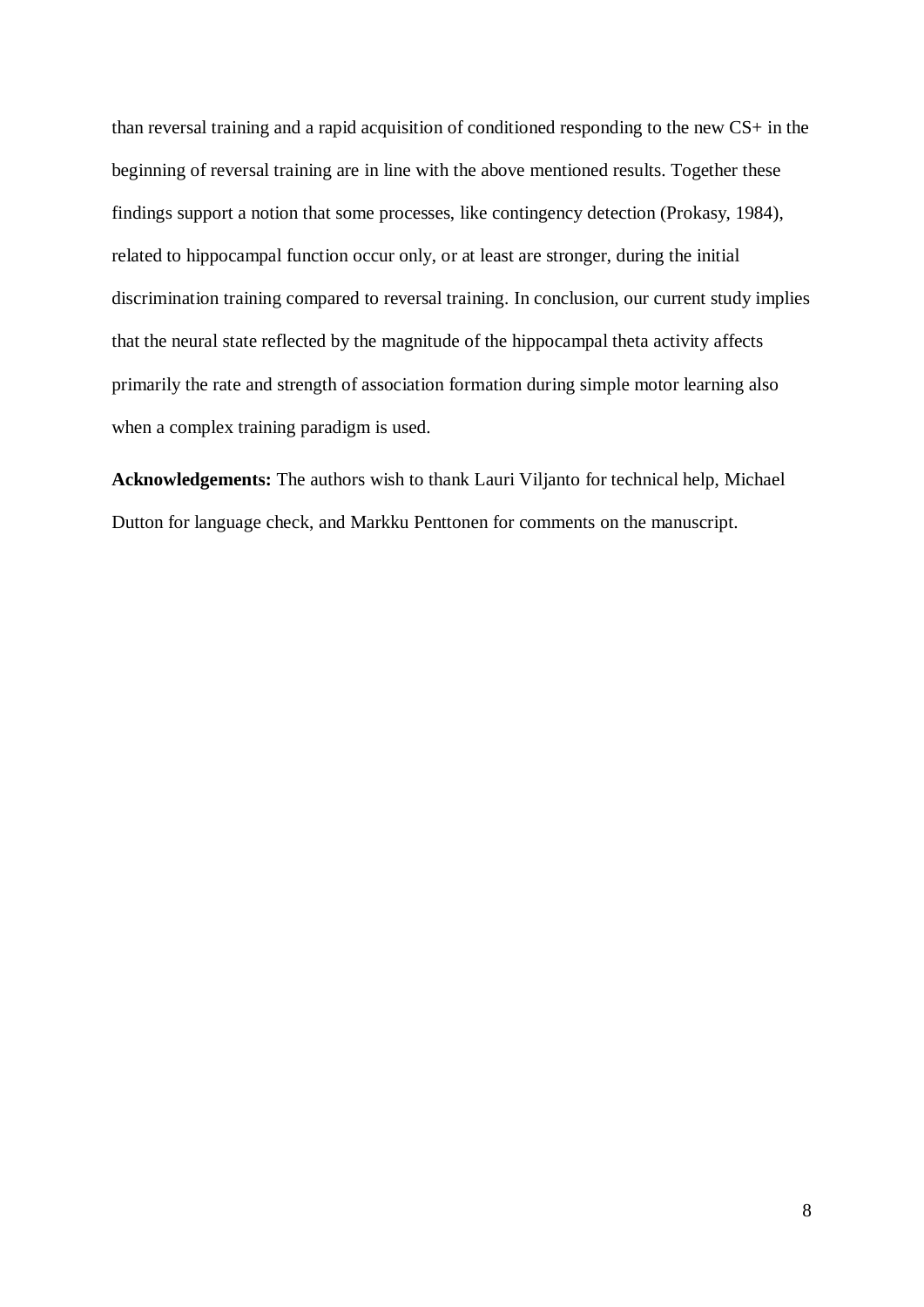than reversal training and a rapid acquisition of conditioned responding to the new CS+ in the beginning of reversal training are in line with the above mentioned results. Together these findings support a notion that some processes, like contingency detection (Prokasy, 1984), related to hippocampal function occur only, or at least are stronger, during the initial discrimination training compared to reversal training. In conclusion, our current study implies that the neural state reflected by the magnitude of the hippocampal theta activity affects primarily the rate and strength of association formation during simple motor learning also when a complex training paradigm is used.

**Acknowledgements:** The authors wish to thank Lauri Viljanto for technical help, Michael Dutton for language check, and Markku Penttonen for comments on the manuscript.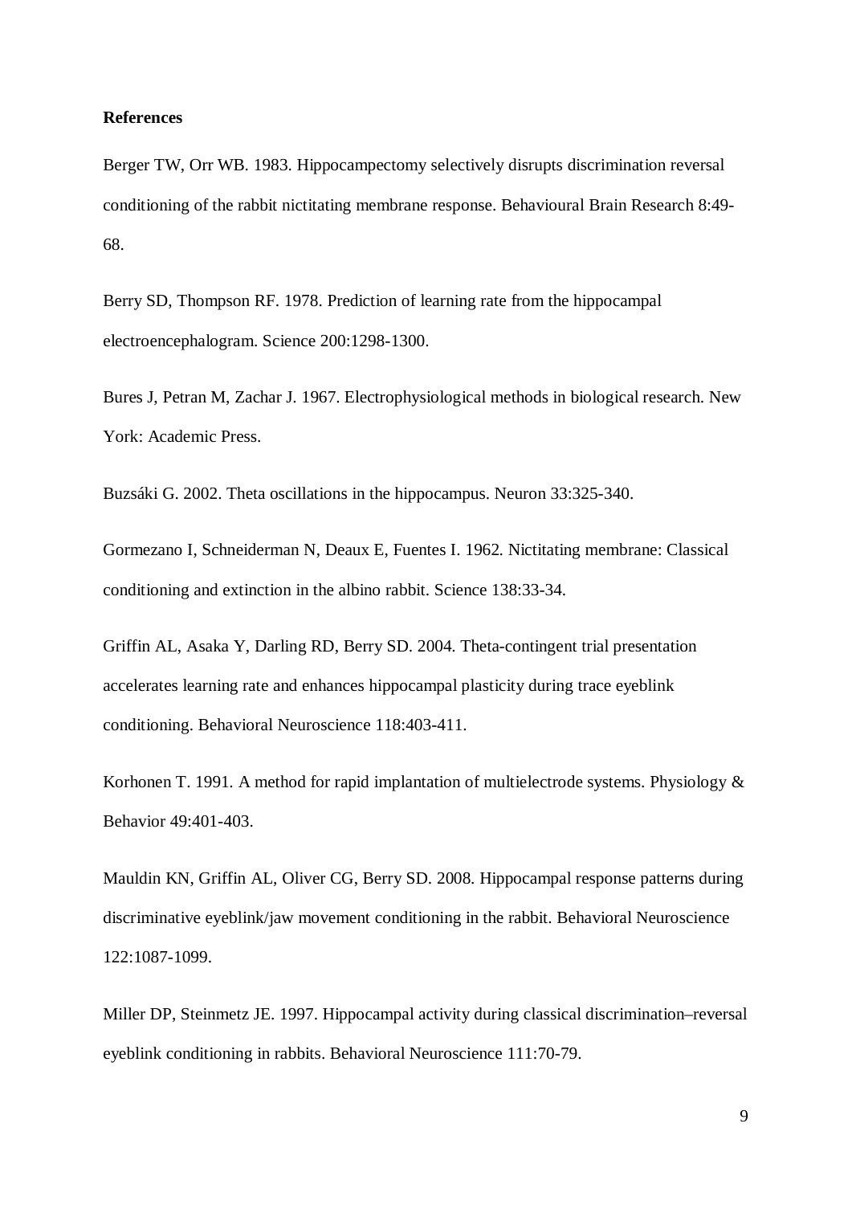**References**

Berger TW, Orr WB. 1983. Hippocampectomy selectively disrupts discrimination reversal conditioning of the rabbit nictitating membrane response. Behavioural Brain Research 8:49-68.

Berry SD, Thompson RF. 1978. Prediction of learning rate from the hippocampal electroencephalogram. Science 200:1298-1300.

Bures J, Petran M, Zachar J. 1967. Electrophysiological methods in biological research. New York: Academic Press.

Buzsáki G. 2002. Theta oscillations in the hippocampus. Neuron 33:325-340.

Gormezano I, Schneiderman N, Deaux E, Fuentes I. 1962. Nictitating membrane: Classical conditioning and extinction in the albino rabbit. Science 138:33-34.

Griffin AL, Asaka Y, Darling RD, Berry SD. 2004. Theta-contingent trial presentation accelerates learning rate and enhances hippocampal plasticity during trace eyeblink conditioning. Behavioral Neuroscience 118:403-411.

Korhonen T. 1991. A method for rapid implantation of multielectrode systems. Physiology & Behavior 49:401-403.

Mauldin KN, Griffin AL, Oliver CG, Berry SD. 2008. Hippocampal response patterns during discriminative eyeblink/jaw movement conditioning in the rabbit. Behavioral Neuroscience 122:1087-1099.

Miller DP, Steinmetz JE. 1997. Hippocampal activity during classical discrimination–reversal eyeblink conditioning in rabbits. Behavioral Neuroscience 111:70-79.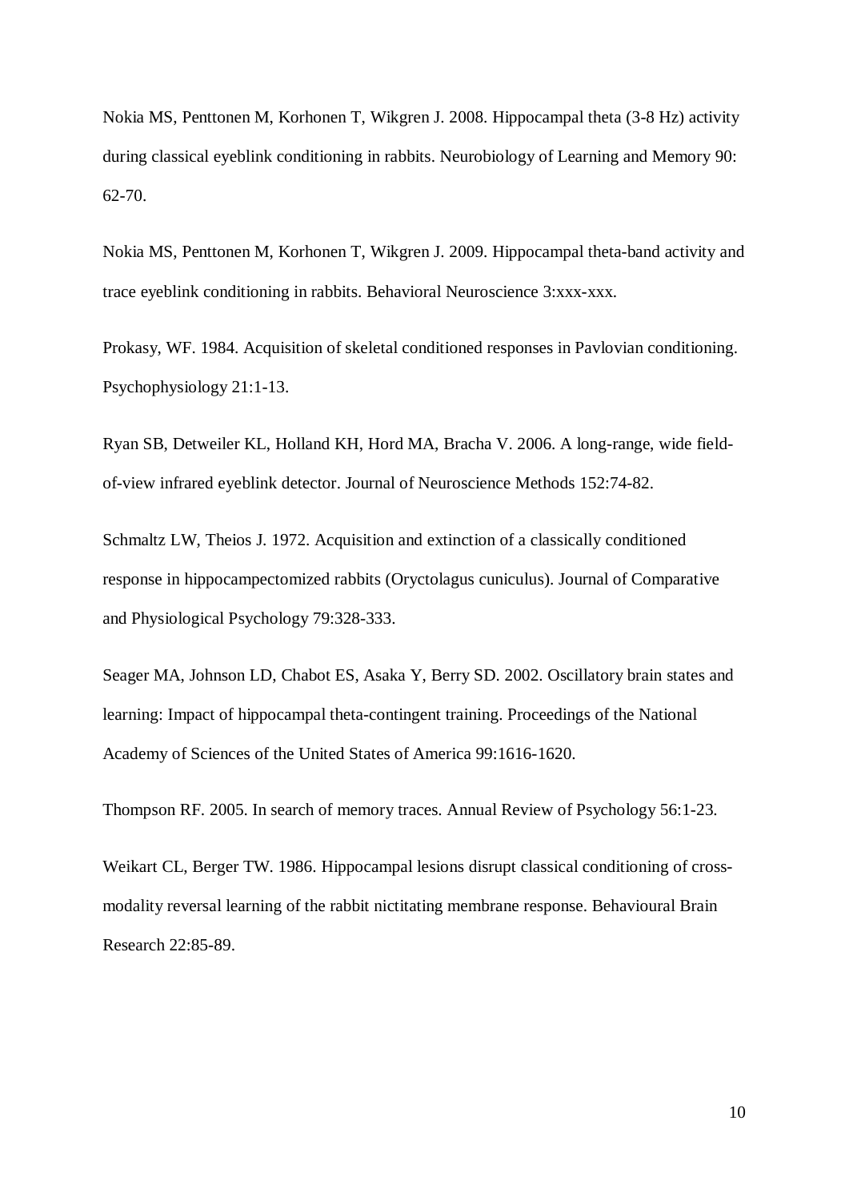Nokia MS, Penttonen M, Korhonen T, Wikgren J. 2008. Hippocampal theta (3-8 Hz) activity during classical eyeblink conditioning in rabbits. Neurobiology of Learning and Memory 90: 62-70.

Nokia MS, Penttonen M, Korhonen T, Wikgren J. 2009. Hippocampal theta-band activity and trace eyeblink conditioning in rabbits. Behavioral Neuroscience 3:xxx-xxx.

Prokasy, WF. 1984. Acquisition of skeletal conditioned responses in Pavlovian conditioning. Psychophysiology 21:1-13.

Ryan SB, Detweiler KL, Holland KH, Hord MA, Bracha V. 2006. A long-range, wide field-of-view infrared eyeblink detector. Journal of Neuroscience Methods 152:74-82.

Schmaltz LW, Theios J. 1972. Acquisition and extinction of a classically conditioned response in hippocampectomized rabbits (Oryctolagus cuniculus). Journal of Comparative and Physiological Psychology 79:328-333.

Seager MA, Johnson LD, Chabot ES, Asaka Y, Berry SD. 2002. Oscillatory brain states and learning: Impact of hippocampal theta-contingent training. Proceedings of the National Academy of Sciences of the United States of America 99:1616-1620.

Thompson RF. 2005. In search of memory traces. Annual Review of Psychology 56:1-23.

Weikart CL, Berger TW. 1986. Hippocampal lesions disrupt classical conditioning of cross-modality reversal learning of the rabbit nictitating membrane response. Behavioural Brain Research 22:85-89.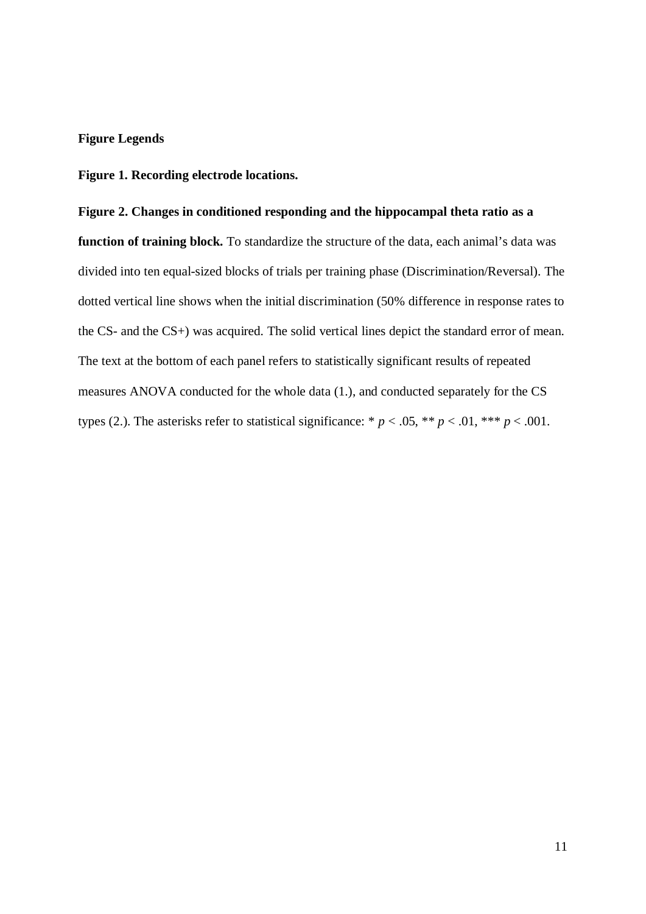**Figure Legends**

**Figure 1. Recording electrode locations.**

**Figure 2. Changes in conditioned responding and the hippocampal theta ratio as a function of training block.** To standardize the structure of the data, each animal's data was divided into ten equal-sized blocks of trials per training phase (Discrimination/Reversal). The dotted vertical line shows when the initial discrimination (50% difference in response rates to the CS- and the CS+) was acquired. The solid vertical lines depict the standard error of mean. The text at the bottom of each panel refers to statistically significant results of repeated measures ANOVA conducted for the whole data (1.), and conducted separately for the CS types (2.). The asterisks refer to statistical significance: * $p < .05$, ** $p < .01$, *** $p < .001$.